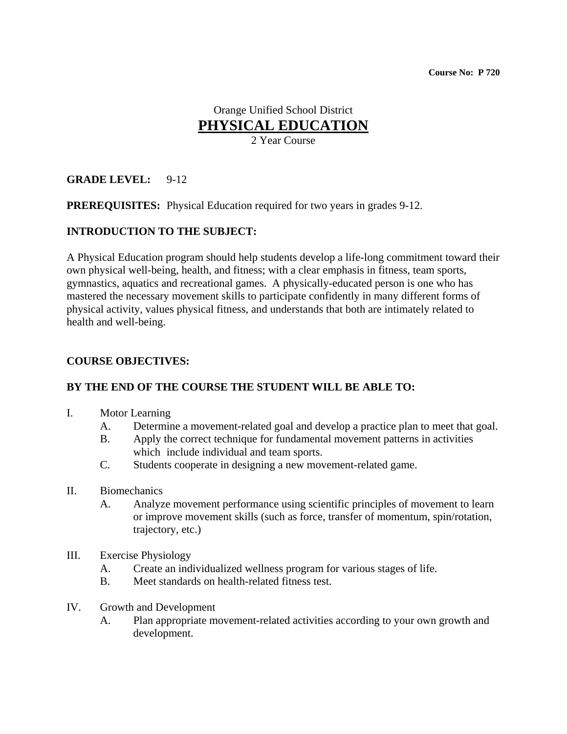**Course No: P 720**

# Orange Unified School District
# PHYSICAL EDUCATION
2 Year Course

**GRADE LEVEL:** 9-12

**PREREQUISITES:** Physical Education required for two years in grades 9-12.

**INTRODUCTION TO THE SUBJECT:**

A Physical Education program should help students develop a life-long commitment toward their own physical well-being, health, and fitness; with a clear emphasis in fitness, team sports, gymnastics, aquatics and recreational games. A physically-educated person is one who has mastered the necessary movement skills to participate confidently in many different forms of physical activity, values physical fitness, and understands that both are intimately related to health and well-being.

**COURSE OBJECTIVES:**

**BY THE END OF THE COURSE THE STUDENT WILL BE ABLE TO:**

I. Motor Learning
   A. Determine a movement-related goal and develop a practice plan to meet that goal.
   B. Apply the correct technique for fundamental movement patterns in activities which include individual and team sports.
   C. Students cooperate in designing a new movement-related game.

II. Biomechanics
   A. Analyze movement performance using scientific principles of movement to learn or improve movement skills (such as force, transfer of momentum, spin/rotation, trajectory, etc.)

III. Exercise Physiology
   A. Create an individualized wellness program for various stages of life.
   B. Meet standards on health-related fitness test.

IV. Growth and Development
   A. Plan appropriate movement-related activities according to your own growth and development.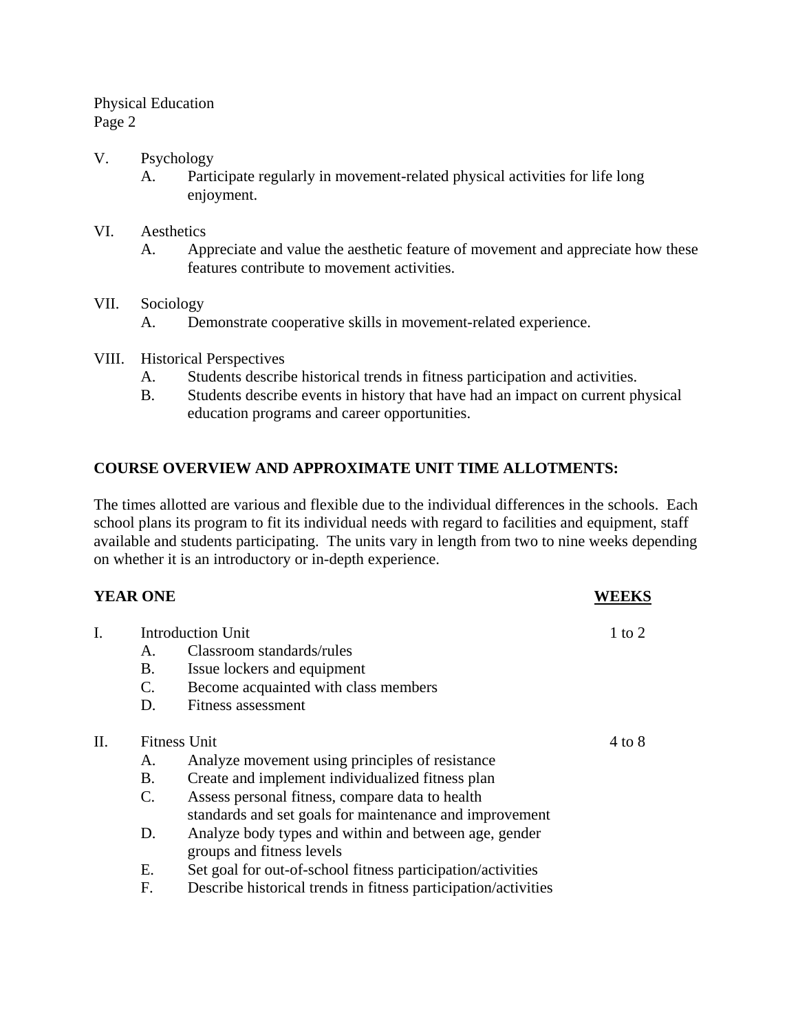V. Psychology
   A. Participate regularly in movement-related physical activities for life long enjoyment.

VI. Aesthetics
   A. Appreciate and value the aesthetic feature of movement and appreciate how these features contribute to movement activities.

VII. Sociology
   A. Demonstrate cooperative skills in movement-related experience.

VIII. Historical Perspectives
   A. Students describe historical trends in fitness participation and activities.
   B. Students describe events in history that have had an impact on current physical education programs and career opportunities.

**COURSE OVERVIEW AND APPROXIMATE UNIT TIME ALLOTMENTS:**

The times allotted are various and flexible due to the individual differences in the schools. Each school plans its program to fit its individual needs with regard to facilities and equipment, staff available and students participating. The units vary in length from two to nine weeks depending on whether it is an introductory or in-depth experience.

| **YEAR ONE** | **<u>WEEKS</u>** |
| --- | --- |
| I. Introduction Unit | 1 to 2 |
| A. Classroom standards/rules | |
| B. Issue lockers and equipment | |
| C. Become acquainted with class members | |
| D. Fitness assessment | |
| II. Fitness Unit | 4 to 8 |
| A. Analyze movement using principles of resistance | |
| B. Create and implement individualized fitness plan | |
| C. Assess personal fitness, compare data to health standards and set goals for maintenance and improvement | |
| D. Analyze body types and within and between age, gender groups and fitness levels | |
| E. Set goal for out-of-school fitness participation/activities | |
| F. Describe historical trends in fitness participation/activities | |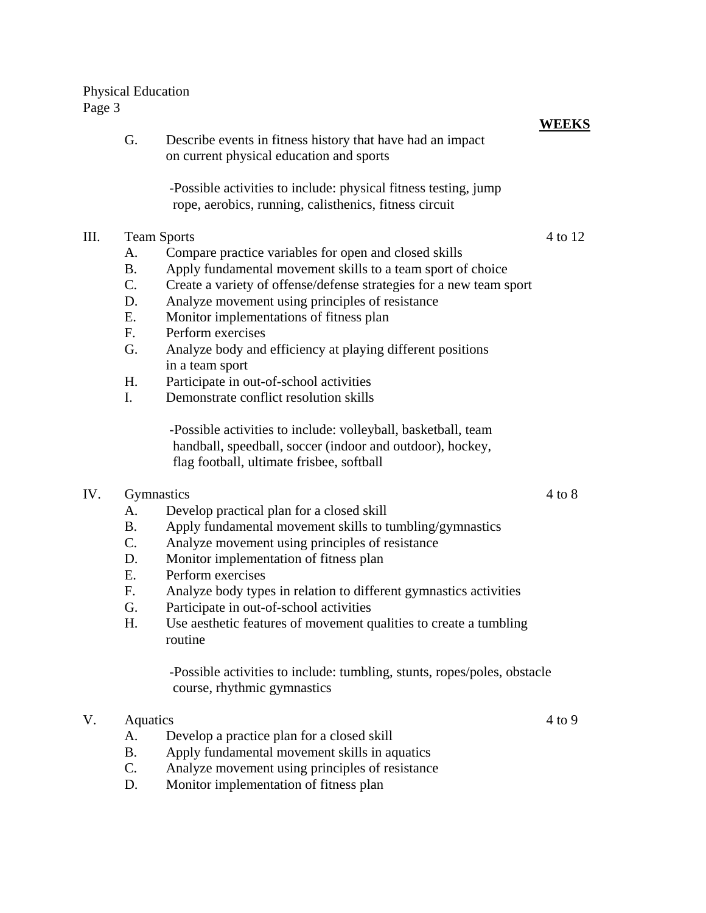**WEEKS**

G. Describe events in fitness history that have had an impact on current physical education and sports

-Possible activities to include: physical fitness testing, jump rope, aerobics, running, calisthenics, fitness circuit

III. Team Sports — 4 to 12

A. Compare practice variables for open and closed skills
B. Apply fundamental movement skills to a team sport of choice
C. Create a variety of offense/defense strategies for a new team sport
D. Analyze movement using principles of resistance
E. Monitor implementations of fitness plan
F. Perform exercises
G. Analyze body and efficiency at playing different positions in a team sport
H. Participate in out-of-school activities
I. Demonstrate conflict resolution skills

-Possible activities to include: volleyball, basketball, team handball, speedball, soccer (indoor and outdoor), hockey, flag football, ultimate frisbee, softball

IV. Gymnastics — 4 to 8

A. Develop practical plan for a closed skill
B. Apply fundamental movement skills to tumbling/gymnastics
C. Analyze movement using principles of resistance
D. Monitor implementation of fitness plan
E. Perform exercises
F. Analyze body types in relation to different gymnastics activities
G. Participate in out-of-school activities
H. Use aesthetic features of movement qualities to create a tumbling routine

-Possible activities to include: tumbling, stunts, ropes/poles, obstacle course, rhythmic gymnastics

V. Aquatics — 4 to 9

A. Develop a practice plan for a closed skill
B. Apply fundamental movement skills in aquatics
C. Analyze movement using principles of resistance
D. Monitor implementation of fitness plan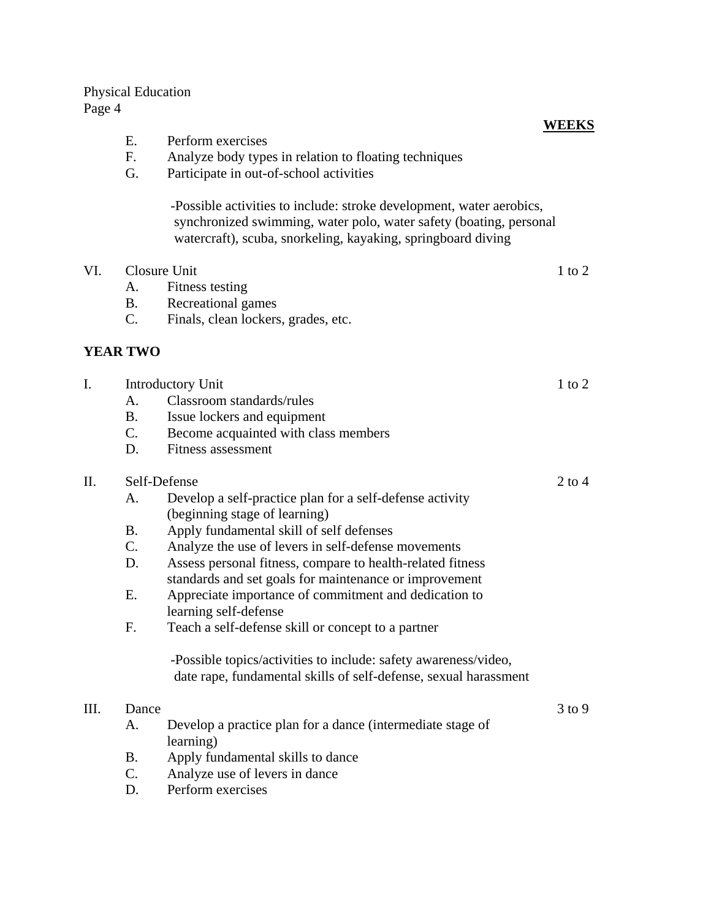**WEEKS**

E. Perform exercises
F. Analyze body types in relation to floating techniques
G. Participate in out-of-school activities

-Possible activities to include: stroke development, water aerobics, synchronized swimming, water polo, water safety (boating, personal watercraft), scuba, snorkeling, kayaking, springboard diving

VI. Closure Unit — 1 to 2
A. Fitness testing
B. Recreational games
C. Finals, clean lockers, grades, etc.

**YEAR TWO**

I. Introductory Unit — 1 to 2
A. Classroom standards/rules
B. Issue lockers and equipment
C. Become acquainted with class members
D. Fitness assessment

II. Self-Defense — 2 to 4
A. Develop a self-practice plan for a self-defense activity (beginning stage of learning)
B. Apply fundamental skill of self defenses
C. Analyze the use of levers in self-defense movements
D. Assess personal fitness, compare to health-related fitness standards and set goals for maintenance or improvement
E. Appreciate importance of commitment and dedication to learning self-defense
F. Teach a self-defense skill or concept to a partner

-Possible topics/activities to include: safety awareness/video, date rape, fundamental skills of self-defense, sexual harassment

III. Dance — 3 to 9
A. Develop a practice plan for a dance (intermediate stage of learning)
B. Apply fundamental skills to dance
C. Analyze use of levers in dance
D. Perform exercises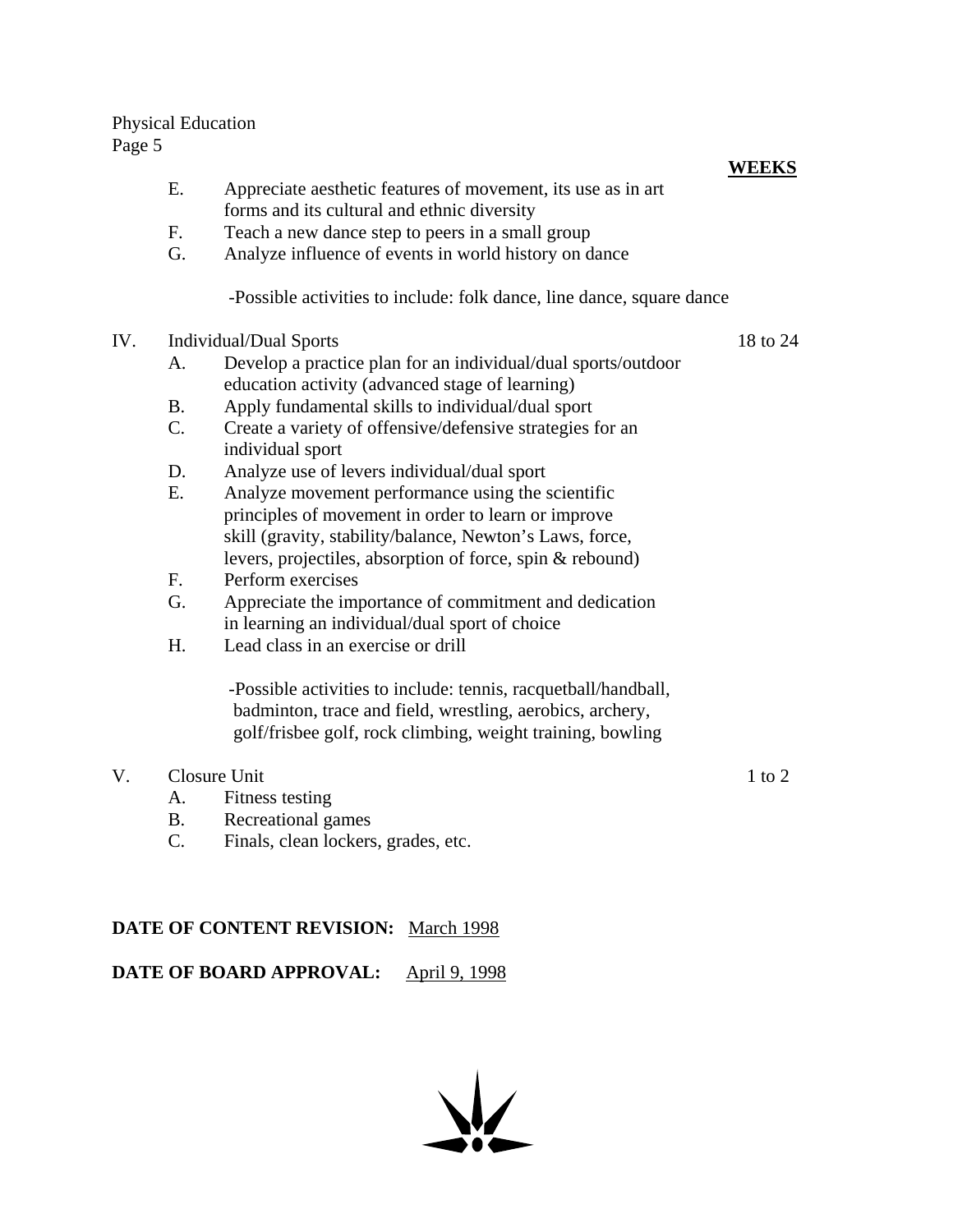**WEEKS**

E. Appreciate aesthetic features of movement, its use as in art forms and its cultural and ethnic diversity
F. Teach a new dance step to peers in a small group
G. Analyze influence of events in world history on dance

-Possible activities to include: folk dance, line dance, square dance

IV. Individual/Dual Sports — 18 to 24

A. Develop a practice plan for an individual/dual sports/outdoor education activity (advanced stage of learning)
B. Apply fundamental skills to individual/dual sport
C. Create a variety of offensive/defensive strategies for an individual sport
D. Analyze use of levers individual/dual sport
E. Analyze movement performance using the scientific principles of movement in order to learn or improve skill (gravity, stability/balance, Newton's Laws, force, levers, projectiles, absorption of force, spin & rebound)
F. Perform exercises
G. Appreciate the importance of commitment and dedication in learning an individual/dual sport of choice
H. Lead class in an exercise or drill

-Possible activities to include: tennis, racquetball/handball, badminton, trace and field, wrestling, aerobics, archery, golf/frisbee golf, rock climbing, weight training, bowling

V. Closure Unit — 1 to 2

A. Fitness testing
B. Recreational games
C. Finals, clean lockers, grades, etc.

**DATE OF CONTENT REVISION:** March 1998

**DATE OF BOARD APPROVAL:** April 9, 1998